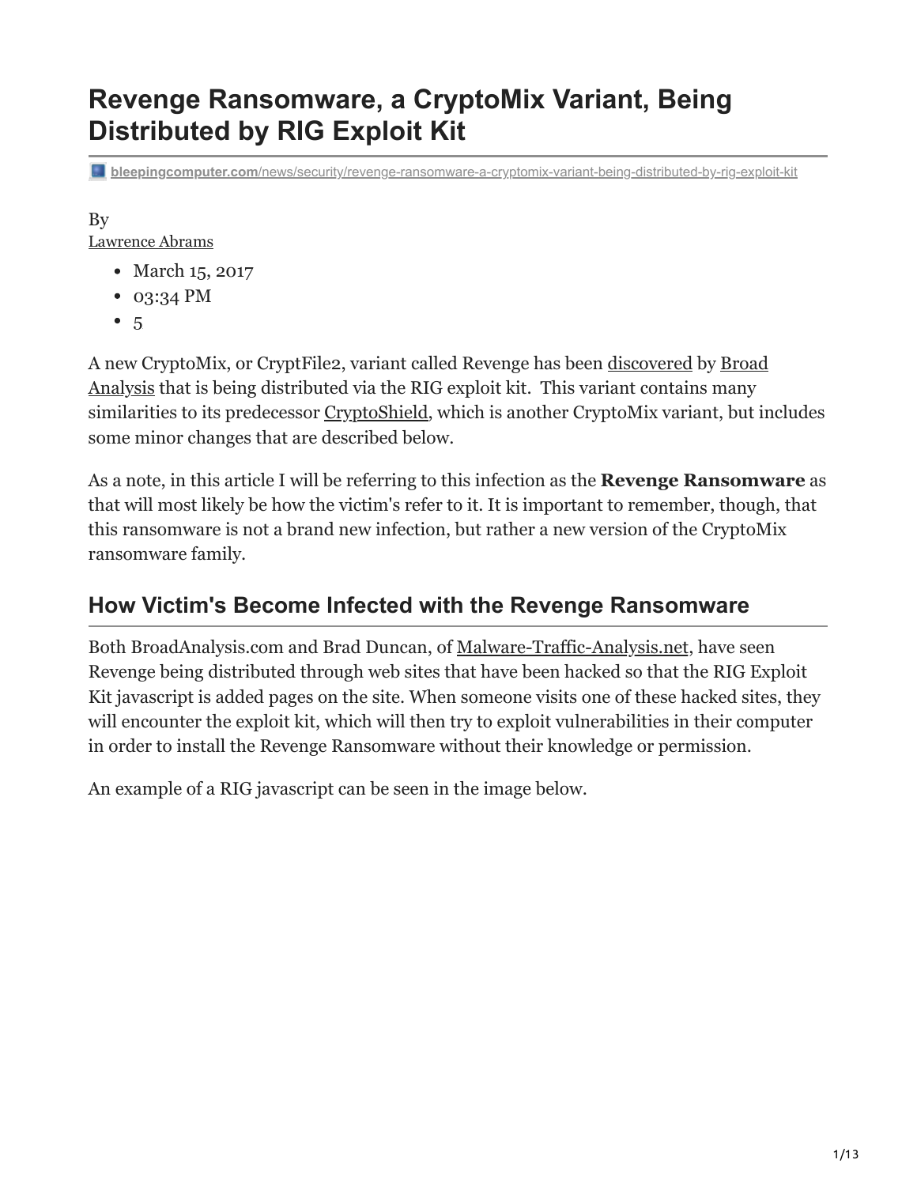# Revenge Ransomware, a CryptoMix Variant, Being Distributed by RIG Exploit Kit

bleepingcomputer.com/news/security/revenge-ransomware-a-cryptomix-variant-being-distributed-by-rig-exploit-kit

By
Lawrence Abrams

- March 15, 2017
- 03:34 PM
- 5

A new CryptoMix, or CryptFile2, variant called Revenge has been discovered by Broad Analysis that is being distributed via the RIG exploit kit. This variant contains many similarities to its predecessor CryptoShield, which is another CryptoMix variant, but includes some minor changes that are described below.

As a note, in this article I will be referring to this infection as the **Revenge Ransomware** as that will most likely be how the victim's refer to it. It is important to remember, though, that this ransomware is not a brand new infection, but rather a new version of the CryptoMix ransomware family.

## How Victim's Become Infected with the Revenge Ransomware

Both BroadAnalysis.com and Brad Duncan, of Malware-Traffic-Analysis.net, have seen Revenge being distributed through web sites that have been hacked so that the RIG Exploit Kit javascript is added pages on the site. When someone visits one of these hacked sites, they will encounter the exploit kit, which will then try to exploit vulnerabilities in their computer in order to install the Revenge Ransomware without their knowledge or permission.

An example of a RIG javascript can be seen in the image below.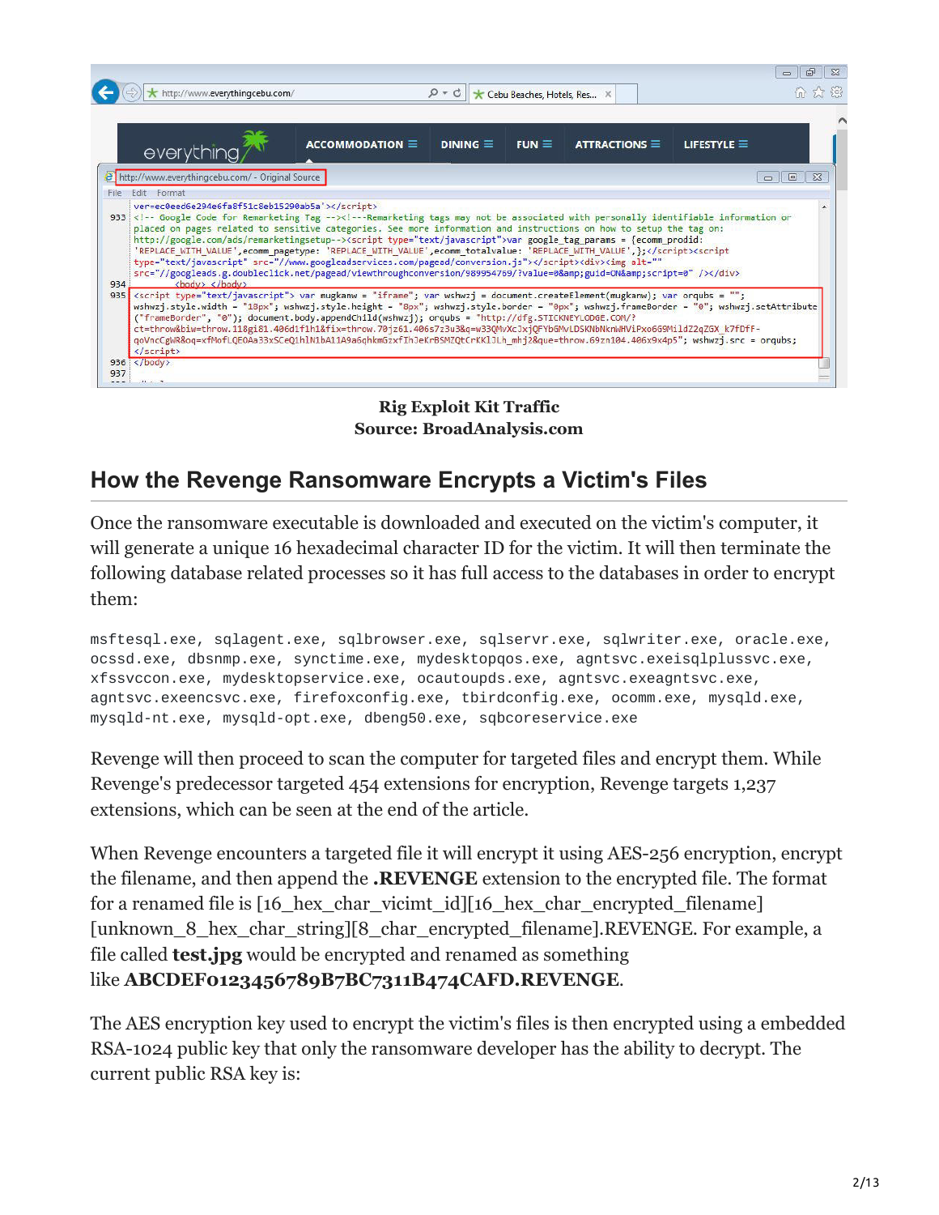**Rig Exploit Kit Traffic**
**Source: BroadAnalysis.com**

## How the Revenge Ransomware Encrypts a Victim's Files

Once the ransomware executable is downloaded and executed on the victim's computer, it will generate a unique 16 hexadecimal character ID for the victim. It will then terminate the following database related processes so it has full access to the databases in order to encrypt them:

```
msftesql.exe, sqlagent.exe, sqlbrowser.exe, sqlservr.exe, sqlwriter.exe, oracle.exe,
ocssd.exe, dbsnmp.exe, synctime.exe, mydesktopqos.exe, agntsvc.exeisqlplussvc.exe,
xfssvccon.exe, mydesktopservice.exe, ocautoupds.exe, agntsvc.exeagntsvc.exe,
agntsvc.exeencsvc.exe, firefoxconfig.exe, tbirdconfig.exe, ocomm.exe, mysqld.exe,
mysqld-nt.exe, mysqld-opt.exe, dbeng50.exe, sqbcoreservice.exe
```

Revenge will then proceed to scan the computer for targeted files and encrypt them. While Revenge's predecessor targeted 454 extensions for encryption, Revenge targets 1,237 extensions, which can be seen at the end of the article.

When Revenge encounters a targeted file it will encrypt it using AES-256 encryption, encrypt the filename, and then append the **.REVENGE** extension to the encrypted file. The format for a renamed file is [16_hex_char_vicimt_id][16_hex_char_encrypted_filename][unknown_8_hex_char_string][8_char_encrypted_filename].REVENGE. For example, a file called **test.jpg** would be encrypted and renamed as something like **ABCDEF0123456789B7BC7311B474CAFD.REVENGE**.

The AES encryption key used to encrypt the victim's files is then encrypted using a embedded RSA-1024 public key that only the ransomware developer has the ability to decrypt. The current public RSA key is: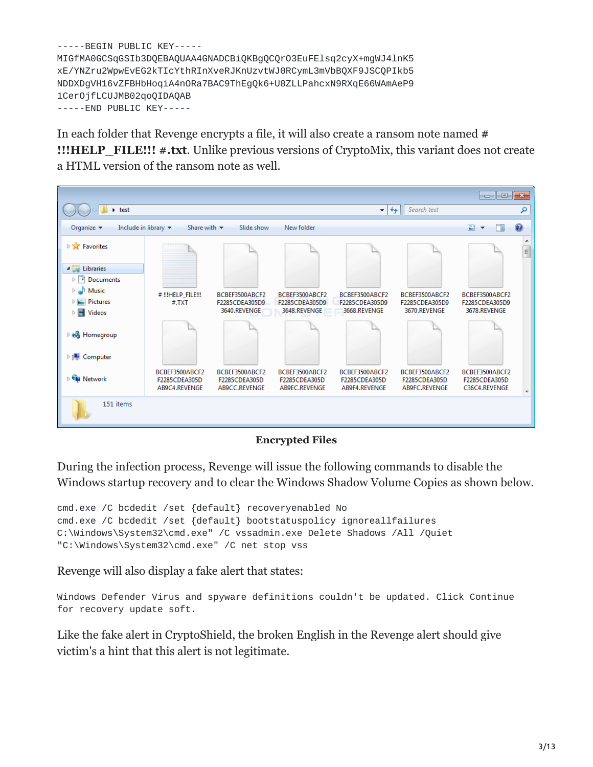```
-----BEGIN PUBLIC KEY-----
MIGfMA0GCSqGSIb3DQEBAQUAA4GNADCBiQKBgQCQrO3EuFElsq2cyX+mgWJ4lnK5
xE/YNZru2WpwEvEG2kTIcYthRInXveRJKnUzvtWJ0RCymL3mVbBQXF9JSCQPIkb5
NDDXDgVH16vZFBHbHoqiA4nORa7BAC9ThEgQk6+U8ZLLPahcxN9RXqE66WAmAeP9
1CerOjfLCUJMB02qoQIDAQAB
-----END PUBLIC KEY-----
```

In each folder that Revenge encrypts a file, it will also create a ransom note named **# !!!HELP_FILE!!! #.txt**. Unlike previous versions of CryptoMix, this variant does not create a HTML version of the ransom note as well.

**Encrypted Files**

During the infection process, Revenge will issue the following commands to disable the Windows startup recovery and to clear the Windows Shadow Volume Copies as shown below.

```
cmd.exe /C bcdedit /set {default} recoveryenabled No
cmd.exe /C bcdedit /set {default} bootstatuspolicy ignoreallfailures
C:\Windows\System32\cmd.exe" /C vssadmin.exe Delete Shadows /All /Quiet
"C:\Windows\System32\cmd.exe" /C net stop vss
```

Revenge will also display a fake alert that states:

```
Windows Defender Virus and spyware definitions couldn't be updated. Click Continue
for recovery update soft.
```

Like the fake alert in CryptoShield, the broken English in the Revenge alert should give victim's a hint that this alert is not legitimate.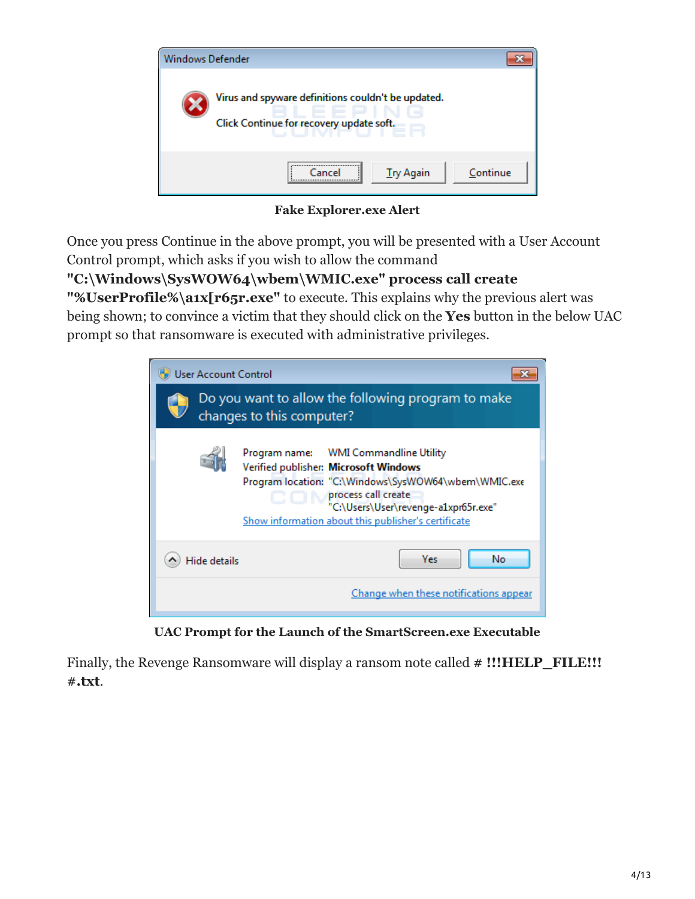**Fake Explorer.exe Alert**

Once you press Continue in the above prompt, you will be presented with a User Account Control prompt, which asks if you wish to allow the command **"C:\Windows\SysWOW64\wbem\WMIC.exe" process call create "%UserProfile%\a1x[r65r.exe"** to execute. This explains why the previous alert was being shown; to convince a victim that they should click on the **Yes** button in the below UAC prompt so that ransomware is executed with administrative privileges.

**UAC Prompt for the Launch of the SmartScreen.exe Executable**

Finally, the Revenge Ransomware will display a ransom note called **# !!!HELP_FILE!!! #.txt**.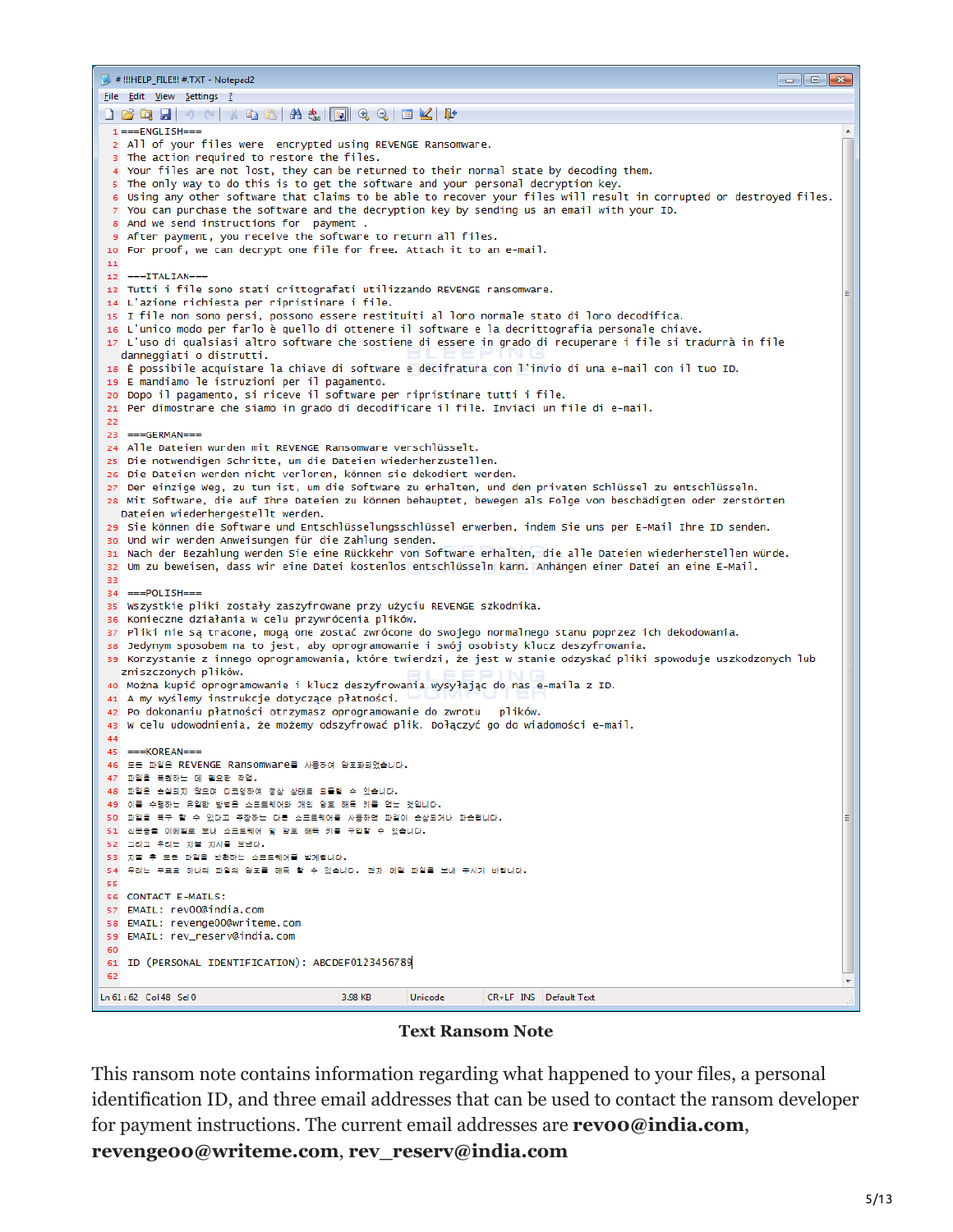```
===ENGLISH===
All of your files were  encrypted using REVENGE Ransomware.
The action required to restore the files.
Your files are not lost, they can be returned to their normal state by decoding them.
The only way to do this is to get the software and your personal decryption key.
Using any other software that claims to be able to recover your files will result in corrupted or destroyed files.
You can purchase the software and the decryption key by sending us an email with your ID.
And we send instructions for  payment .
After payment, you receive the software to return all files.
For proof, we can decrypt one file for free. Attach it to an e-mail.

---ITALIAN---
Tutti i file sono stati crittografati utilizzando REVENGE ransomware.
L'azione richiesta per ripristinare i file.
I file non sono persi, possono essere restituiti al loro normale stato di loro decodifica.
L'unico modo per farlo è quello di ottenere il software e la decrittografia personale chiave.
L'uso di qualsiasi altro software che sostiene di essere in grado di recuperare i file si tradurrà in file danneggiati o distrutti.
È possibile acquistare la chiave di software e decifratura con l'invio di una e-mail con il tuo ID.
E mandiamo le istruzioni per il pagamento.
Dopo il pagamento, si riceve il software per ripristinare tutti i file.
Per dimostrare che siamo in grado di decodificare il file. Inviaci un file di e-mail.

===GERMAN===
Alle Dateien wurden mit REVENGE Ransomware verschlüsselt.
Die notwendigen Schritte, um die Dateien wiederherzustellen.
Die Dateien werden nicht verloren, können sie dekodiert werden.
Der einzige Weg, zu tun ist, um die Software zu erhalten, und den privaten Schlüssel zu entschlüsseln.
Mit Software, die auf Ihre Dateien zu können behauptet, bewegen als Folge von beschädigten oder zerstörten Dateien wiederhergestellt werden.
Sie können die Software und Entschlüsselungsschlüssel erwerben, indem Sie uns per E-Mail Ihre ID senden.
Und wir werden Anweisungen für die Zahlung senden.
Nach der Bezahlung werden Sie eine Rückkehr von Software erhalten, die alle Dateien wiederherstellen würde.
Um zu beweisen, dass wir eine Datei kostenlos entschlüsseln kann. Anhängen einer Datei an eine E-Mail.

===POLISH===
Wszystkie pliki zostały zaszyfrowane przy użyciu REVENGE szkodnika.
Konieczne działania w celu przywrócenia plików.
Pliki nie są tracone, mogą one zostać zwrócone do swojego normalnego stanu poprzez ich dekodowania.
Jedynym sposobem na to jest, aby oprogramowanie i swój osobisty klucz deszyfrowania.
Korzystanie z innego oprogramowania, które twierdzi, że jest w stanie odzyskać pliki spowoduje uszkodzonych lub zniszczonych plików.
Można kupić oprogramowanie i klucz deszyfrowania wysyłając do nas e-maila z ID.
A my wyślemy instrukcje dotyczące płatności.
Po dokonaniu płatności otrzymasz oprogramowanie do zwrotu  plików.
W celu udowodnienia, że możemy odszyfrować plik. Dołączyć go do wiadomości e-mail.

===KOREAN===
모든 파일은 REVENGE Ransomware를 사용하여 암호화되었습니다.
파일을 복원하는 데 필요한 작업.
파일은 손실되지 않으며 디코딩하여 정상 상태로 되돌릴 수 있습니다.
이를 수행하는 유일한 방법은 소프트웨어와 개인 암호 해독 키를 얻는 것입니다.
파일을 복구 할 수 있다고 주장하는 다른 소프트웨어를 사용하면 파일이 손상되거나 파손됩니다.
신분증을 이메일로 보내 소프트웨어 및 암호 해독 키를 구입할 수 있습니다.
그리고 우리는 지불 지시를 보낸다.
지불 후 모든 파일을 반환하는 소프트웨어를 받게됩니다.
우리는 무료로 하나의 파일의 암호를 해독 할 수 있습니다. 전자 메일 파일을 보내 주시기 바랍니다.

CONTACT E-MAILS:
EMAIL: rev00@india.com
EMAIL: revenge00@writeme.com
EMAIL: rev_reserv@india.com

ID (PERSONAL IDENTIFICATION): ABCDEF0123456789
```

**Text Ransom Note**

This ransom note contains information regarding what happened to your files, a personal identification ID, and three email addresses that can be used to contact the ransom developer for payment instructions. The current email addresses are **rev00@india.com**, **revenge00@writeme.com**, **rev_reserv@india.com**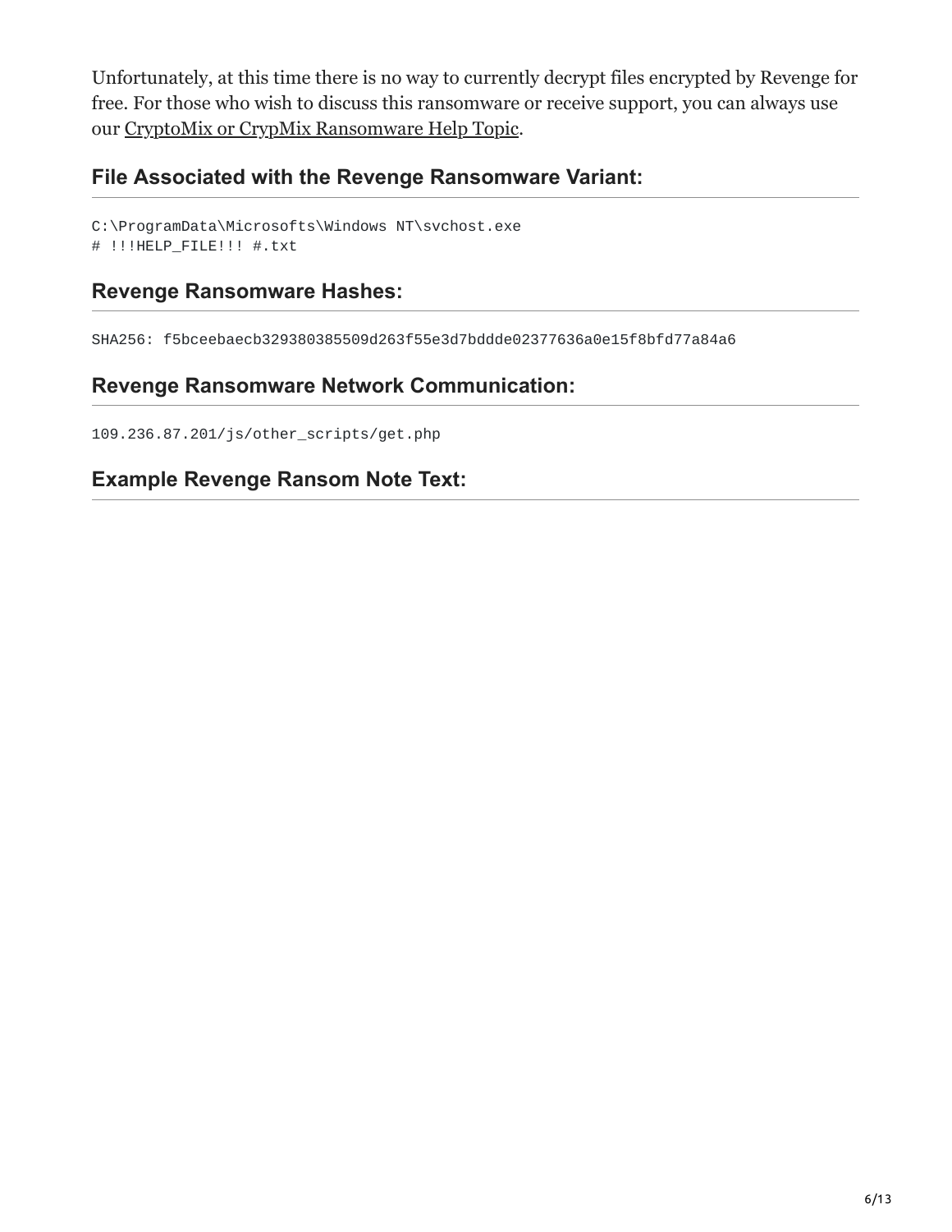Unfortunately, at this time there is no way to currently decrypt files encrypted by Revenge for free. For those who wish to discuss this ransomware or receive support, you can always use our [CryptoMix or CrypMix Ransomware Help Topic](#).

## File Associated with the Revenge Ransomware Variant:

```
C:\ProgramData\Microsofts\Windows NT\svchost.exe
# !!!HELP_FILE!!! #.txt
```

## Revenge Ransomware Hashes:

```
SHA256: f5bceebaecb329380385509d263f55e3d7bddde02377636a0e15f8bfd77a84a6
```

## Revenge Ransomware Network Communication:

```
109.236.87.201/js/other_scripts/get.php
```

## Example Revenge Ransom Note Text: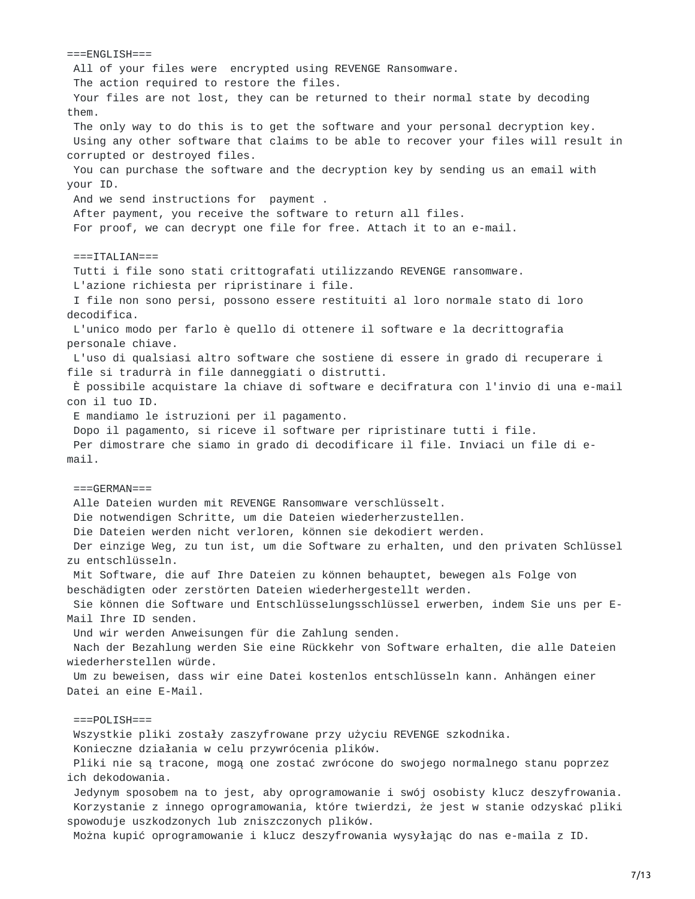```
===ENGLISH===
 All of your files were  encrypted using REVENGE Ransomware.
 The action required to restore the files.
 Your files are not lost, they can be returned to their normal state by decoding
them.
 The only way to do this is to get the software and your personal decryption key.
 Using any other software that claims to be able to recover your files will result in
corrupted or destroyed files.
 You can purchase the software and the decryption key by sending us an email with
your ID.
 And we send instructions for  payment .
 After payment, you receive the software to return all files.
 For proof, we can decrypt one file for free. Attach it to an e-mail.

 ===ITALIAN===
 Tutti i file sono stati crittografati utilizzando REVENGE ransomware.
 L'azione richiesta per ripristinare i file.
 I file non sono persi, possono essere restituiti al loro normale stato di loro
decodifica.
 L'unico modo per farlo è quello di ottenere il software e la decrittografia
personale chiave.
 L'uso di qualsiasi altro software che sostiene di essere in grado di recuperare i
file si tradurrà in file danneggiati o distrutti.
 È possibile acquistare la chiave di software e decifratura con l'invio di una e-mail
con il tuo ID.
 E mandiamo le istruzioni per il pagamento.
 Dopo il pagamento, si riceve il software per ripristinare tutti i file.
 Per dimostrare che siamo in grado di decodificare il file. Inviaci un file di e-
mail.

 ===GERMAN===
 Alle Dateien wurden mit REVENGE Ransomware verschlüsselt.
 Die notwendigen Schritte, um die Dateien wiederherzustellen.
 Die Dateien werden nicht verloren, können sie dekodiert werden.
 Der einzige Weg, zu tun ist, um die Software zu erhalten, und den privaten Schlüssel
zu entschlüsseln.
 Mit Software, die auf Ihre Dateien zu können behauptet, bewegen als Folge von
beschädigten oder zerstörten Dateien wiederhergestellt werden.
 Sie können die Software und Entschlüsselungsschlüssel erwerben, indem Sie uns per E-
Mail Ihre ID senden.
 Und wir werden Anweisungen für die Zahlung senden.
 Nach der Bezahlung werden Sie eine Rückkehr von Software erhalten, die alle Dateien
wiederherstellen würde.
 Um zu beweisen, dass wir eine Datei kostenlos entschlüsseln kann. Anhängen einer
Datei an eine E-Mail.

 ===POLISH===
 Wszystkie pliki zostały zaszyfrowane przy użyciu REVENGE szkodnika.
 Konieczne działania w celu przywrócenia plików.
 Pliki nie są tracone, mogą one zostać zwrócone do swojego normalnego stanu poprzez
ich dekodowania.
 Jedynym sposobem na to jest, aby oprogramowanie i swój osobisty klucz deszyfrowania.
 Korzystanie z innego oprogramowania, które twierdzi, że jest w stanie odzyskać pliki
spowoduje uszkodzonych lub zniszczonych plików.
 Można kupić oprogramowanie i klucz deszyfrowania wysyłając do nas e-maila z ID.
```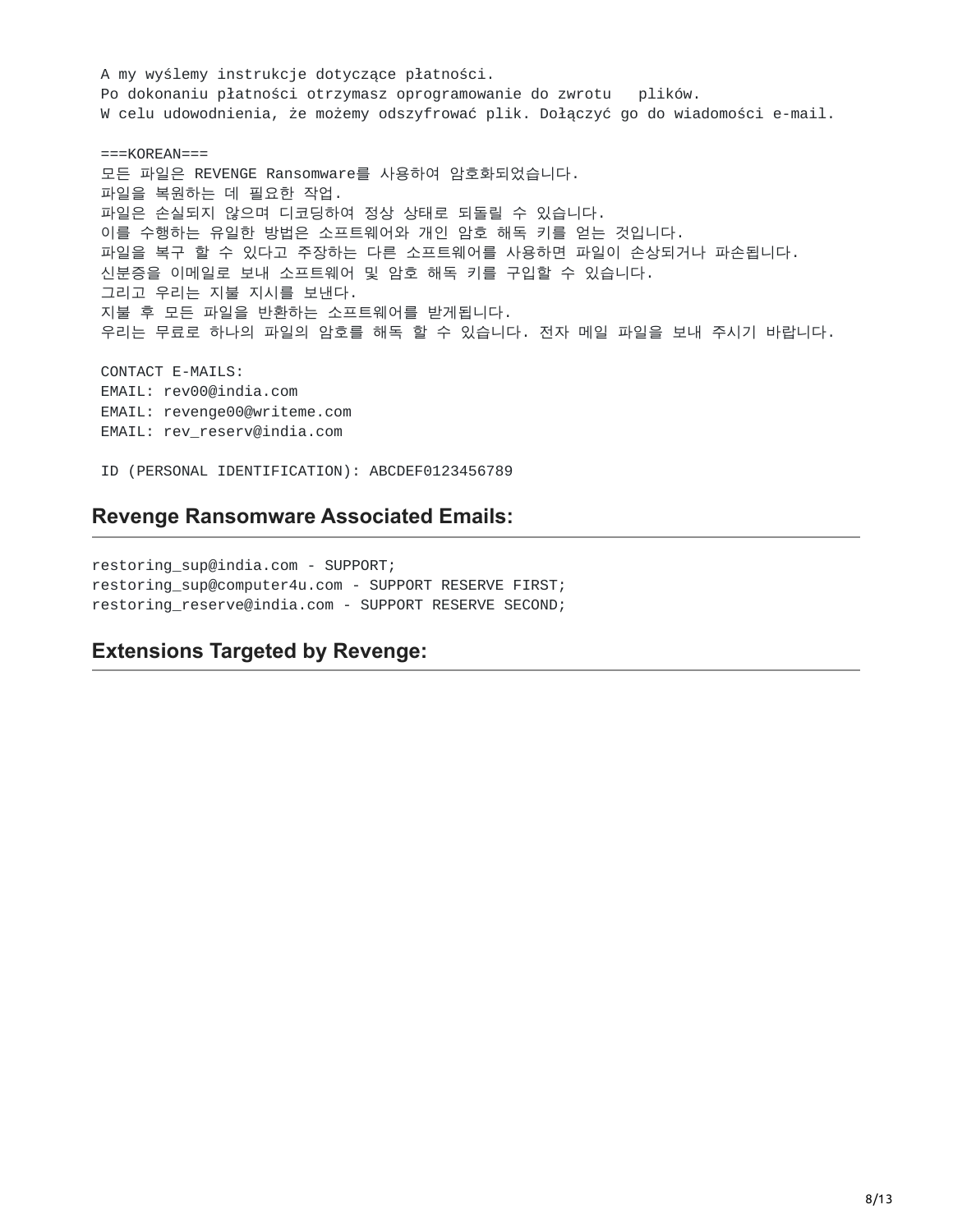```
A my wyślemy instrukcje dotyczące płatności.
Po dokonaniu płatności otrzymasz oprogramowanie do zwrotu   plików.
W celu udowodnienia, że możemy odszyfrować plik. Dołączyć go do wiadomości e-mail.

===KOREAN===
모든 파일은 REVENGE Ransomware를 사용하여 암호화되었습니다.
파일을 복원하는 데 필요한 작업.
파일은 손실되지 않으며 디코딩하여 정상 상태로 되돌릴 수 있습니다.
이를 수행하는 유일한 방법은 소프트웨어와 개인 암호 해독 키를 얻는 것입니다.
파일을 복구 할 수 있다고 주장하는 다른 소프트웨어를 사용하면 파일이 손상되거나 파손됩니다.
신분증을 이메일로 보내 소프트웨어 및 암호 해독 키를 구입할 수 있습니다.
그리고 우리는 지불 지시를 보낸다.
지불 후 모든 파일을 반환하는 소프트웨어를 받게됩니다.
우리는 무료로 하나의 파일의 암호를 해독 할 수 있습니다. 전자 메일 파일을 보내 주시기 바랍니다.

CONTACT E-MAILS:
EMAIL: rev00@india.com
EMAIL: revenge00@writeme.com
EMAIL: rev_reserv@india.com

ID (PERSONAL IDENTIFICATION): ABCDEF0123456789
```

## Revenge Ransomware Associated Emails:

```
restoring_sup@india.com - SUPPORT;
restoring_sup@computer4u.com - SUPPORT RESERVE FIRST;
restoring_reserve@india.com - SUPPORT RESERVE SECOND;
```

## Extensions Targeted by Revenge: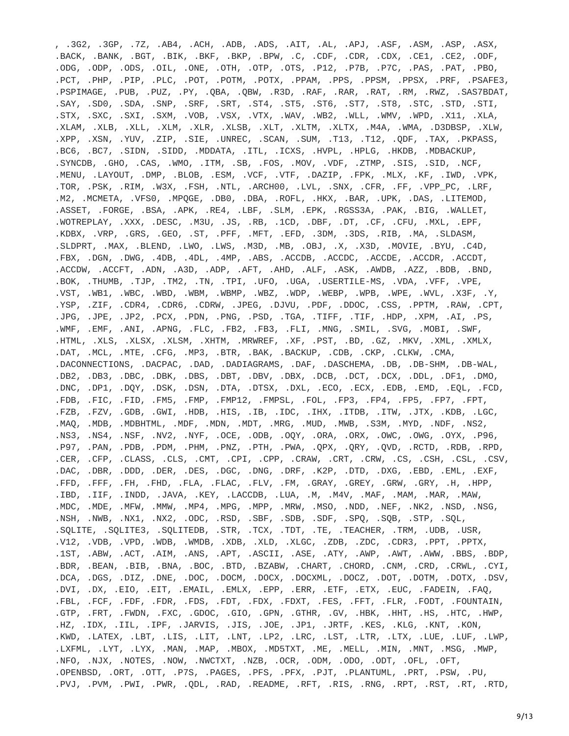, .3G2, .3GP, .7Z, .AB4, .ACH, .ADB, .ADS, .AIT, .AL, .APJ, .ASF, .ASM, .ASP, .ASX, .BACK, .BANK, .BGT, .BIK, .BKF, .BKP, .BPW, .C, .CDF, .CDR, .CDX, .CE1, .CE2, .ODF, .ODG, .ODP, .ODS, .OIL, .ONE, .OTH, .OTP, .OTS, .P12, .P7B, .P7C, .PAS, .PAT, .PBO, .PCT, .PHP, .PIP, .PLC, .POT, .POTM, .POTX, .PPAM, .PPS, .PPSM, .PPSX, .PRF, .PSAFE3, .PSPIMAGE, .PUB, .PUZ, .PY, .QBA, .QBW, .R3D, .RAF, .RAR, .RAT, .RM, .RWZ, .SAS7BDAT, .SAY, .SD0, .SDA, .SNP, .SRF, .SRT, .ST4, .ST5, .ST6, .ST7, .ST8, .STC, .STD, .STI, .STX, .SXC, .SXI, .SXM, .VOB, .VSX, .VTX, .WAV, .WB2, .WLL, .WMV, .WPD, .X11, .XLA, .XLAM, .XLB, .XLL, .XLM, .XLR, .XLSB, .XLT, .XLTM, .XLTX, .M4A, .WMA, .D3DBSP, .XLW, .XPP, .XSN, .YUV, .ZIP, .SIE, .UNREC, .SCAN, .SUM, .T13, .T12, .QDF, .TAX, .PKPASS, .BC6, .BC7, .SIDN, .SIDD, .MDDATA, .ITL, .ICXS, .HVPL, .HPLG, .HKDB, .MDBACKUP, .SYNCDB, .GHO, .CAS, .WMO, .ITM, .SB, .FOS, .MOV, .VDF, .ZTMP, .SIS, .SID, .NCF, .MENU, .LAYOUT, .DMP, .BLOB, .ESM, .VCF, .VTF, .DAZIP, .FPK, .MLX, .KF, .IWD, .VPK, .TOR, .PSK, .RIM, .W3X, .FSH, .NTL, .ARCH00, .LVL, .SNX, .CFR, .FF, .VPP_PC, .LRF, .M2, .MCMETA, .VFS0, .MPQGE, .DB0, .DBA, .ROFL, .HKX, .BAR, .UPK, .DAS, .LITEMOD, .ASSET, .FORGE, .BSA, .APK, .RE4, .LBF, .SLM, .EPK, .RGSS3A, .PAK, .BIG, .WALLET, .WOTREPLAY, .XXX, .DESC, .M3U, .JS, .RB, .1CD, .DBF, .DT, .CF, .CFU, .MXL, .EPF, .KDBX, .VRP, .GRS, .GEO, .ST, .PFF, .MFT, .EFD, .3DM, .3DS, .RIB, .MA, .SLDASM, .SLDPRT, .MAX, .BLEND, .LWO, .LWS, .M3D, .MB, .OBJ, .X, .X3D, .MOVIE, .BYU, .C4D, .FBX, .DGN, .DWG, .4DB, .4DL, .4MP, .ABS, .ACCDB, .ACCDC, .ACCDE, .ACCDR, .ACCDT, .ACCDW, .ACCFT, .ADN, .A3D, .ADP, .AFT, .AHD, .ALF, .ASK, .AWDB, .AZZ, .BDB, .BND, .BOK, .THUMB, .TJP, .TM2, .TN, .TPI, .UFO, .UGA, .USERTILE-MS, .VDA, .VFF, .VPE, .VST, .WB1, .WBC, .WBD, .WBM, .WBMP, .WBZ, .WDP, .WEBP, .WPB, .WPE, .WVL, .X3F, .Y, .YSP, .ZIF, .CDR4, .CDR6, .CDRW, .JPEG, .DJVU, .PDF, .DDOC, .CSS, .PPTM, .RAW, .CPT, .JPG, .JPE, .JP2, .PCX, .PDN, .PNG, .PSD, .TGA, .TIFF, .TIF, .HDP, .XPM, .AI, .PS, .WMF, .EMF, .ANI, .APNG, .FLC, .FB2, .FB3, .FLI, .MNG, .SMIL, .SVG, .MOBI, .SWF, .HTML, .XLS, .XLSX, .XLSM, .XHTM, .MRWREF, .XF, .PST, .BD, .GZ, .MKV, .XML, .XMLX, .DAT, .MCL, .MTE, .CFG, .MP3, .BTR, .BAK, .BACKUP, .CDB, .CKP, .CLKW, .CMA, .DACONNECTIONS, .DACPAC, .DAD, .DADIAGRAMS, .DAF, .DASCHEMA, .DB, .DB-SHM, .DB-WAL, .DB2, .DB3, .DBC, .DBK, .DBS, .DBT, .DBV, .DBX, .DCB, .DCT, .DCX, .DDL, .DF1, .DMO, .DNC, .DP1, .DQY, .DSK, .DSN, .DTA, .DTSX, .DXL, .ECO, .ECX, .EDB, .EMD, .EQL, .FCD, .FDB, .FIC, .FID, .FM5, .FMP, .FMP12, .FMPSL, .FOL, .FP3, .FP4, .FP5, .FP7, .FPT, .FZB, .FZV, .GDB, .GWI, .HDB, .HIS, .IB, .IDC, .IHX, .ITDB, .ITW, .JTX, .KDB, .LGC, .MAQ, .MDB, .MDBHTML, .MDF, .MDN, .MDT, .MRG, .MUD, .MWB, .S3M, .MYD, .NDF, .NS2, .NS3, .NS4, .NSF, .NV2, .NYF, .OCE, .ODB, .OQY, .ORA, .ORX, .OWC, .OWG, .OYX, .P96, .P97, .PAN, .PDB, .PDM, .PHM, .PNZ, .PTH, .PWA, .QPX, .QRY, .QVD, .RCTD, .RDB, .RPD, .CER, .CFP, .CLASS, .CLS, .CMT, .CPI, .CPP, .CRAW, .CRT, .CRW, .CS, .CSH, .CSL, .CSV, .DAC, .DBR, .DDD, .DER, .DES, .DGC, .DNG, .DRF, .K2P, .DTD, .DXG, .EBD, .EML, .EXF, .FFD, .FFF, .FH, .FHD, .FLA, .FLAC, .FLV, .FM, .GRAY, .GREY, .GRW, .GRY, .H, .HPP, .IBD, .IIF, .INDD, .JAVA, .KEY, .LACCDB, .LUA, .M, .M4V, .MAF, .MAM, .MAR, .MAW, .MDC, .MDE, .MFW, .MMW, .MP4, .MPG, .MPP, .MRW, .MSO, .NDD, .NEF, .NK2, .NSD, .NSG, .NSH, .NWB, .NX1, .NX2, .ODC, .RSD, .SBF, .SDB, .SDF, .SPQ, .SQB, .STP, .SQL, .SQLITE, .SQLITE3, .SQLITEDB, .STR, .TCX, .TDT, .TE, .TEACHER, .TRM, .UDB, .USR, .V12, .VDB, .VPD, .WDB, .WMDB, .XDB, .XLD, .XLGC, .ZDB, .ZDC, .CDR3, .PPT, .PPTX, .1ST, .ABW, .ACT, .AIM, .ANS, .APT, .ASCII, .ASE, .ATY, .AWP, .AWT, .AWW, .BBS, .BDP, .BDR, .BEAN, .BIB, .BNA, .BOC, .BTD, .BZABW, .CHART, .CHORD, .CNM, .CRD, .CRWL, .CYI, .DCA, .DGS, .DIZ, .DNE, .DOC, .DOCM, .DOCX, .DOCXML, .DOCZ, .DOT, .DOTM, .DOTX, .DSV, .DVI, .DX, .EIO, .EIT, .EMAIL, .EMLX, .EPP, .ERR, .ETF, .ETX, .EUC, .FADEIN, .FAQ, .FBL, .FCF, .FDF, .FDR, .FDS, .FDT, .FDX, .FDXT, .FES, .FFT, .FLR, .FODT, .FOUNTAIN, .GTP, .FRT, .FWDN, .FXC, .GDOC, .GIO, .GPN, .GTHR, .GV, .HBK, .HHT, .HS, .HTC, .HWP, .HZ, .IDX, .IIL, .IPF, .JARVIS, .JIS, .JOE, .JP1, .JRTF, .KES, .KLG, .KNT, .KON, .KWD, .LATEX, .LBT, .LIS, .LIT, .LNT, .LP2, .LRC, .LST, .LTR, .LTX, .LUE, .LUF, .LWP, .LXFML, .LYT, .LYX, .MAN, .MAP, .MBOX, .MD5TXT, .ME, .MELL, .MIN, .MNT, .MSG, .MWP, .NFO, .NJX, .NOTES, .NOW, .NWCTXT, .NZB, .OCR, .ODM, .ODO, .ODT, .OFL, .OFT, .OPENBSD, .ORT, .OTT, .P7S, .PAGES, .PFS, .PFX, .PJT, .PLANTUML, .PRT, .PSW, .PU, .PVJ, .PVM, .PWI, .PWR, .QDL, .RAD, .README, .RFT, .RIS, .RNG, .RPT, .RST, .RT, .RTD,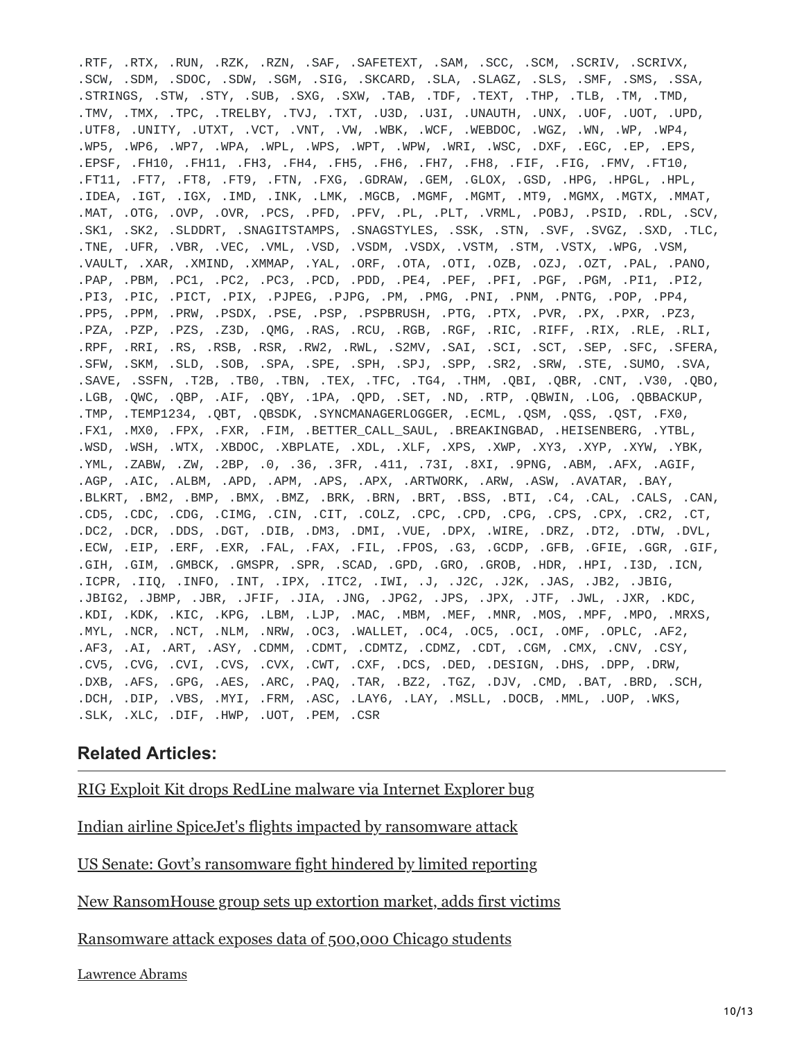```
.RTF, .RTX, .RUN, .RZK, .RZN, .SAF, .SAFETEXT, .SAM, .SCC, .SCM, .SCRIV, .SCRIVX,
.SCW, .SDM, .SDOC, .SDW, .SGM, .SIG, .SKCARD, .SLA, .SLAGZ, .SLS, .SMF, .SMS, .SSA,
.STRINGS, .STW, .STY, .SUB, .SXG, .SXW, .TAB, .TDF, .TEXT, .THP, .TLB, .TM, .TMD,
.TMV, .TMX, .TPC, .TRELBY, .TVJ, .TXT, .U3D, .U3I, .UNAUTH, .UNX, .UOF, .UOT, .UPD,
.UTF8, .UNITY, .UTXT, .VCT, .VNT, .VW, .WBK, .WCF, .WEBDOC, .WGZ, .WN, .WP, .WP4,
.WP5, .WP6, .WP7, .WPA, .WPL, .WPS, .WPT, .WPW, .WRI, .WSC, .DXF, .EGC, .EP, .EPS,
.EPSF, .FH10, .FH11, .FH3, .FH4, .FH5, .FH6, .FH7, .FH8, .FIF, .FIG, .FMV, .FT10,
.FT11, .FT7, .FT8, .FT9, .FTN, .FXG, .GDRAW, .GEM, .GLOX, .GSD, .HPG, .HPGL, .HPL,
.IDEA, .IGT, .IGX, .IMD, .INK, .LMK, .MGCB, .MGMF, .MGMT, .MT9, .MGMX, .MGTX, .MMAT,
.MAT, .OTG, .OVP, .OVR, .PCS, .PFD, .PFV, .PL, .PLT, .VRML, .POBJ, .PSID, .RDL, .SCV,
.SK1, .SK2, .SLDDRT, .SNAGITSTAMPS, .SNAGSTYLES, .SSK, .STN, .SVF, .SVGZ, .SXD, .TLC,
.TNE, .UFR, .VBR, .VEC, .VML, .VSD, .VSDM, .VSDX, .VSTM, .STM, .VSTX, .WPG, .VSM,
.VAULT, .XAR, .XMIND, .XMMAP, .YAL, .ORF, .OTA, .OTI, .OZB, .OZJ, .OZT, .PAL, .PANO,
.PAP, .PBM, .PC1, .PC2, .PC3, .PCD, .PDD, .PE4, .PEF, .PFI, .PGF, .PGM, .PI1, .PI2,
.PI3, .PIC, .PICT, .PIX, .PJPEG, .PJPG, .PM, .PMG, .PNI, .PNM, .PNTG, .POP, .PP4,
.PP5, .PPM, .PRW, .PSDX, .PSE, .PSP, .PSPBRUSH, .PTG, .PTX, .PVR, .PX, .PXR, .PZ3,
.PZA, .PZP, .PZS, .Z3D, .QMG, .RAS, .RCU, .RGB, .RGF, .RIC, .RIFF, .RIX, .RLE, .RLI,
.RPF, .RRI, .RS, .RSB, .RSR, .RW2, .RWL, .S2MV, .SAI, .SCI, .SCT, .SEP, .SFC, .SFERA,
.SFW, .SKM, .SLD, .SOB, .SPA, .SPE, .SPH, .SPJ, .SPP, .SR2, .SRW, .STE, .SUMO, .SVA,
.SAVE, .SSFN, .T2B, .TB0, .TBN, .TEX, .TFC, .TG4, .THM, .QBI, .QBR, .CNT, .V30, .QBO,
.LGB, .QWC, .QBP, .AIF, .QBY, .1PA, .QPD, .SET, .ND, .RTP, .QBWIN, .LOG, .QBBACKUP,
.TMP, .TEMP1234, .QBT, .QBSDK, .SYNCMANAGERLOGGER, .ECML, .QSM, .QSS, .QST, .FX0,
.FX1, .MX0, .FPX, .FXR, .FIM, .BETTER_CALL_SAUL, .BREAKINGBAD, .HEISENBERG, .YTBL,
.WSD, .WSH, .WTX, .XBDOC, .XBPLATE, .XDL, .XLF, .XPS, .XWP, .XY3, .XYP, .XYW, .YBK,
.YML, .ZABW, .ZW, .2BP, .0, .36, .3FR, .411, .73I, .8XI, .9PNG, .ABM, .AFX, .AGIF,
.AGP, .AIC, .ALBM, .APD, .APM, .APS, .APX, .ARTWORK, .ARW, .ASW, .AVATAR, .BAY,
.BLKRT, .BM2, .BMP, .BMX, .BMZ, .BRK, .BRN, .BRT, .BSS, .BTI, .C4, .CAL, .CALS, .CAN,
.CD5, .CDC, .CDG, .CIMG, .CIN, .CIT, .COLZ, .CPC, .CPD, .CPG, .CPS, .CPX, .CR2, .CT,
.DC2, .DCR, .DDS, .DGT, .DIB, .DM3, .DMI, .VUE, .DPX, .WIRE, .DRZ, .DT2, .DTW, .DVL,
.ECW, .EIP, .ERF, .EXR, .FAL, .FAX, .FIL, .FPOS, .G3, .GCDP, .GFB, .GFIE, .GGR, .GIF,
.GIH, .GIM, .GMBCK, .GMSPR, .SPR, .SCAD, .GPD, .GRO, .GROB, .HDR, .HPI, .I3D, .ICN,
.ICPR, .IIQ, .INFO, .INT, .IPX, .ITC2, .IWI, .J, .J2C, .J2K, .JAS, .JB2, .JBIG,
.JBIG2, .JBMP, .JBR, .JFIF, .JIA, .JNG, .JPG2, .JPS, .JPX, .JTF, .JWL, .JXR, .KDC,
.KDI, .KDK, .KIC, .KPG, .LBM, .LJP, .MAC, .MBM, .MEF, .MNR, .MOS, .MPF, .MPO, .MRXS,
.MYL, .NCR, .NCT, .NLM, .NRW, .OC3, .WALLET, .OC4, .OC5, .OCI, .OMF, .OPLC, .AF2,
.AF3, .AI, .ART, .ASY, .CDMM, .CDMT, .CDMTZ, .CDMZ, .CDT, .CGM, .CMX, .CNV, .CSY,
.CV5, .CVG, .CVI, .CVS, .CVX, .CWT, .CXF, .DCS, .DED, .DESIGN, .DHS, .DPP, .DRW,
.DXB, .AFS, .GPG, .AES, .ARC, .PAQ, .TAR, .BZ2, .TGZ, .DJV, .CMD, .BAT, .BRD, .SCH,
.DCH, .DIP, .VBS, .MYI, .FRM, .ASC, .LAY6, .LAY, .MSLL, .DOCB, .MML, .UOP, .WKS,
.SLK, .XLC, .DIF, .HWP, .UOT, .PEM, .CSR
```

## Related Articles:

RIG Exploit Kit drops RedLine malware via Internet Explorer bug

Indian airline SpiceJet's flights impacted by ransomware attack

US Senate: Govt's ransomware fight hindered by limited reporting

New RansomHouse group sets up extortion market, adds first victims

Ransomware attack exposes data of 500,000 Chicago students

Lawrence Abrams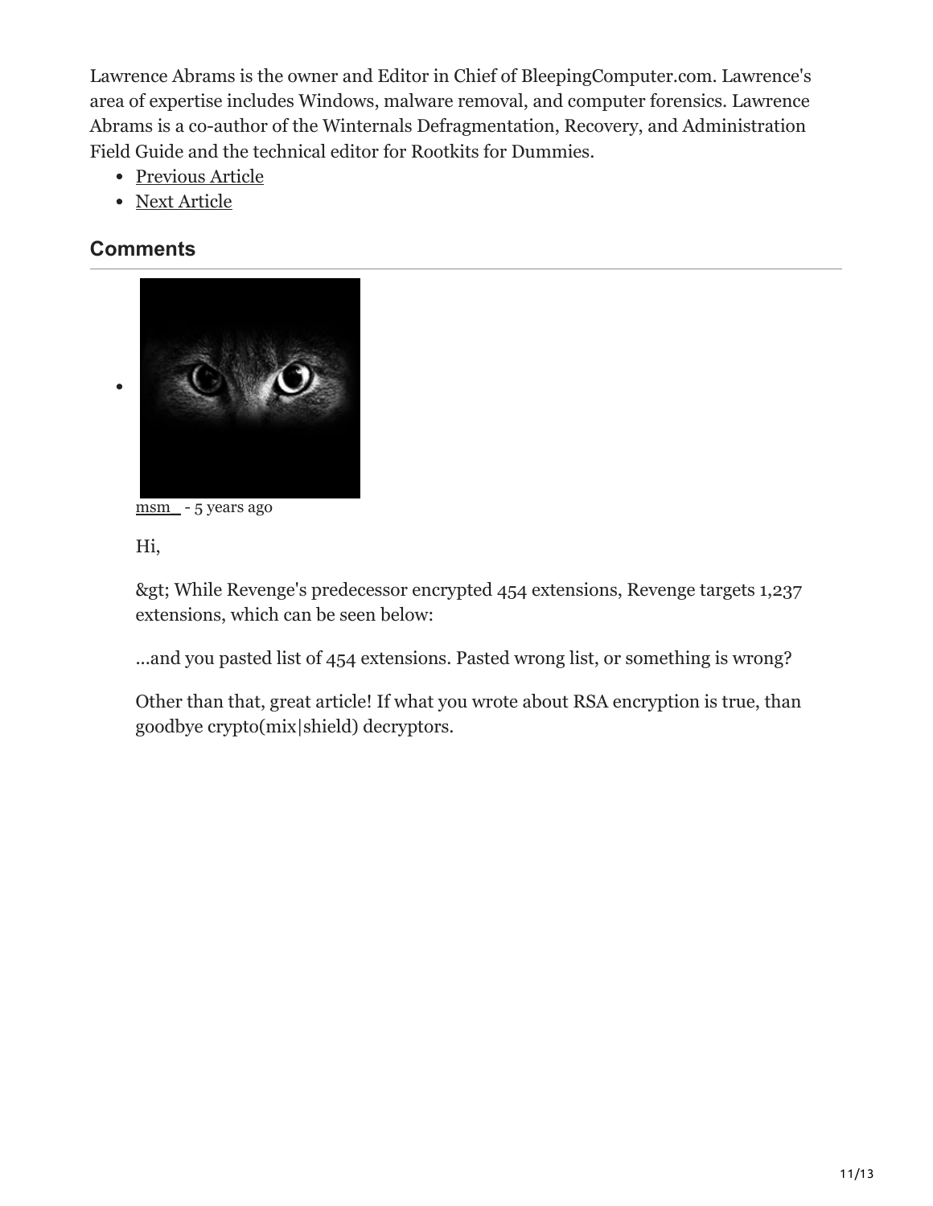Lawrence Abrams is the owner and Editor in Chief of BleepingComputer.com. Lawrence's area of expertise includes Windows, malware removal, and computer forensics. Lawrence Abrams is a co-author of the Winternals Defragmentation, Recovery, and Administration Field Guide and the technical editor for Rootkits for Dummies.

- Previous Article
- Next Article

## Comments

- msm_ - 5 years ago

  Hi,

  &gt; While Revenge's predecessor encrypted 454 extensions, Revenge targets 1,237 extensions, which can be seen below:

  ...and you pasted list of 454 extensions. Pasted wrong list, or something is wrong?

  Other than that, great article! If what you wrote about RSA encryption is true, than goodbye crypto(mix|shield) decryptors.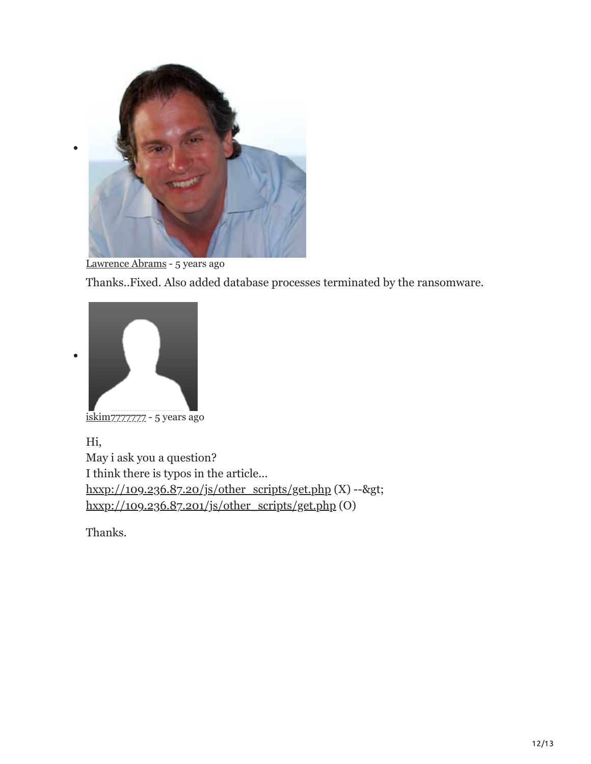- Lawrence Abrams - 5 years ago

  Thanks..Fixed. Also added database processes terminated by the ransomware.

- iskim7777777 - 5 years ago

  Hi,
  May i ask you a question?
  I think there is typos in the article...
  hxxp://109.236.87.20/js/other_scripts/get.php (X) --&gt;
  hxxp://109.236.87.201/js/other_scripts/get.php (O)

  Thanks.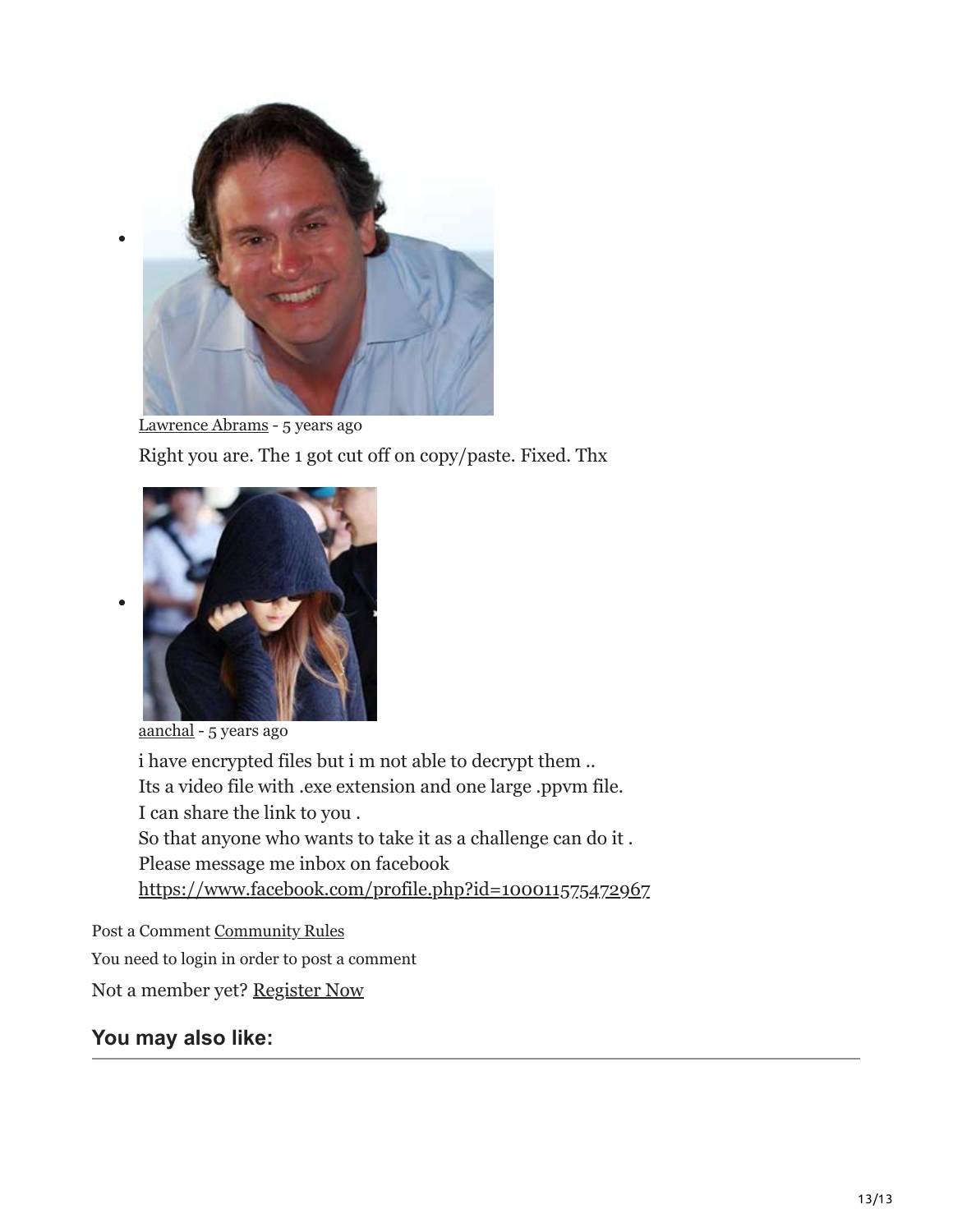- Lawrence Abrams - 5 years ago

  Right you are. The 1 got cut off on copy/paste. Fixed. Thx

- aanchal - 5 years ago

  i have encrypted files but i m not able to decrypt them ..
  Its a video file with .exe extension and one large .ppvm file.
  I can share the link to you .
  So that anyone who wants to take it as a challenge can do it .
  Please message me inbox on facebook
  https://www.facebook.com/profile.php?id=100011575472967

Post a Comment Community Rules

You need to login in order to post a comment

Not a member yet? Register Now

### You may also like: